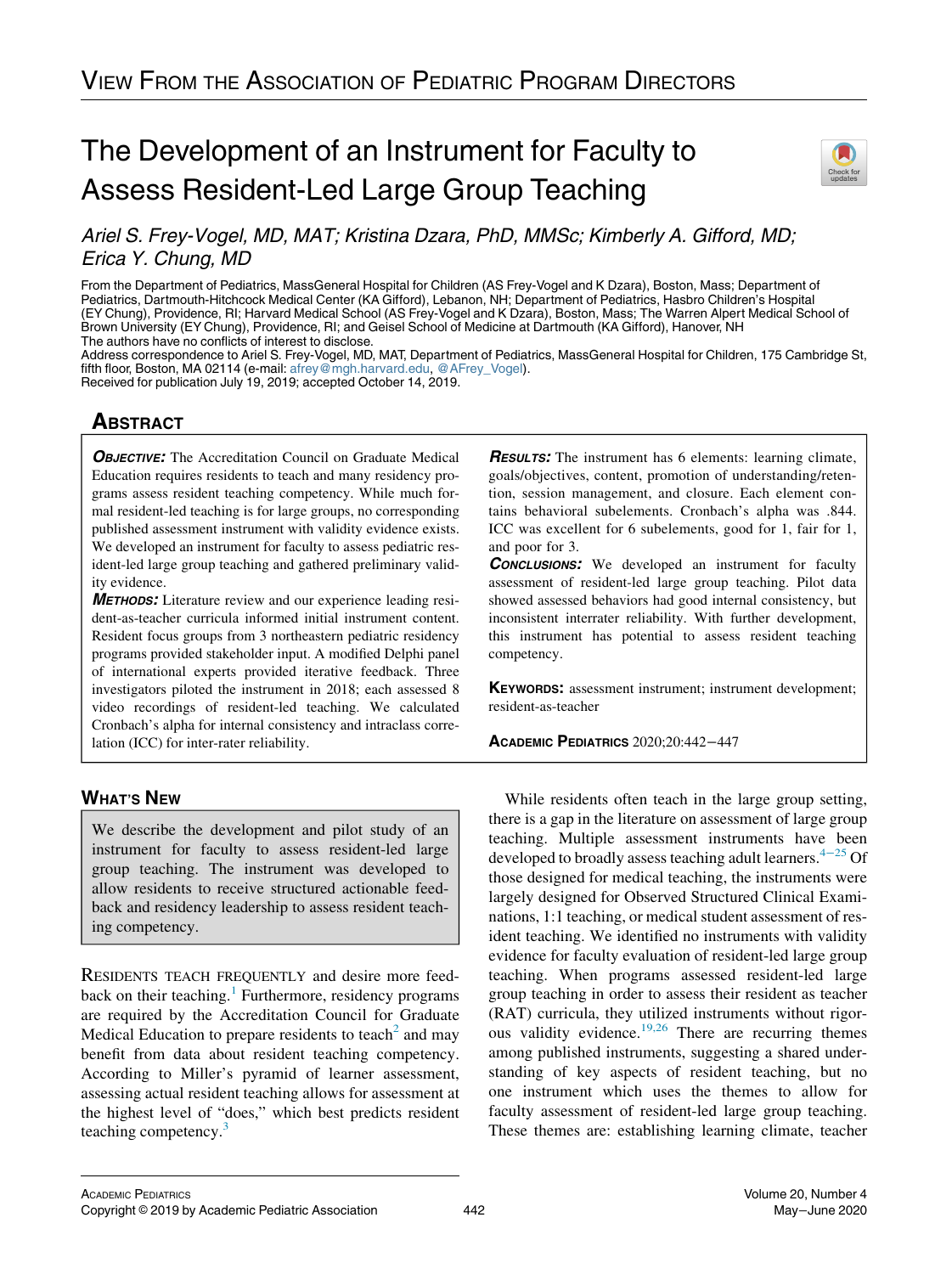VIEW FROM THE ASSOCIATION OF PEDIATRIC PROGRAM DIRECTORS

# The Development of an Instrument for Faculty to Assess Resident-Led Large Group Teaching

*Ariel S. Frey-Vogel, MD, MAT; Kristina Dzara, PhD, MMSc; Kimberly A. Gifford, MD; Erica Y. Chung, MD*

From the Department of Pediatrics, MassGeneral Hospital for Children (AS Frey-Vogel and K Dzara), Boston, Mass; Department of Pediatrics, Dartmouth-Hitchcock Medical Center (KA Gifford), Lebanon, NH; Department of Pediatrics, Hasbro Children's Hospital (EY Chung), Providence, RI; Harvard Medical School (AS Frey-Vogel and K Dzara), Boston, Mass; The Warren Alpert Medical School of Brown University (EY Chung), Providence, RI; and Geisel School of Medicine at Dartmouth (KA Gifford), Hanover, NH

The authors have no conflicts of interest to disclose.

Address correspondence to Ariel S. Frey-Vogel, MD, MAT, Department of Pediatrics, MassGeneral Hospital for Children, 175 Cambridge St, fifth floor, Boston, MA 02114 (e-mail: afrey@mgh.harvard.edu, @AFrey_Vogel).

Received for publication July 19, 2019; accepted October 14, 2019.

## ABSTRACT

***OBJECTIVE:*** The Accreditation Council on Graduate Medical Education requires residents to teach and many residency programs assess resident teaching competency. While much formal resident-led teaching is for large groups, no corresponding published assessment instrument with validity evidence exists. We developed an instrument for faculty to assess pediatric resident-led large group teaching and gathered preliminary validity evidence.

***METHODS:*** Literature review and our experience leading resident-as-teacher curricula informed initial instrument content. Resident focus groups from 3 northeastern pediatric residency programs provided stakeholder input. A modified Delphi panel of international experts provided iterative feedback. Three investigators piloted the instrument in 2018; each assessed 8 video recordings of resident-led teaching. We calculated Cronbach's alpha for internal consistency and intraclass correlation (ICC) for inter-rater reliability.

***RESULTS:*** The instrument has 6 elements: learning climate, goals/objectives, content, promotion of understanding/retention, session management, and closure. Each element contains behavioral subelements. Cronbach's alpha was .844. ICC was excellent for 6 subelements, good for 1, fair for 1, and poor for 3.

***CONCLUSIONS:*** We developed an instrument for faculty assessment of resident-led large group teaching. Pilot data showed assessed behaviors had good internal consistency, but inconsistent interrater reliability. With further development, this instrument has potential to assess resident teaching competency.

**KEYWORDS:** assessment instrument; instrument development; resident-as-teacher

ACADEMIC PEDIATRICS 2020;20:442−447

## WHAT'S NEW

We describe the development and pilot study of an instrument for faculty to assess resident-led large group teaching. The instrument was developed to allow residents to receive structured actionable feedback and residency leadership to assess resident teaching competency.

RESIDENTS TEACH FREQUENTLY and desire more feedback on their teaching.[1] Furthermore, residency programs are required by the Accreditation Council for Graduate Medical Education to prepare residents to teach[2] and may benefit from data about resident teaching competency. According to Miller's pyramid of learner assessment, assessing actual resident teaching allows for assessment at the highest level of "does," which best predicts resident teaching competency.[3]

While residents often teach in the large group setting, there is a gap in the literature on assessment of large group teaching. Multiple assessment instruments have been developed to broadly assess teaching adult learners.[4−25] Of those designed for medical teaching, the instruments were largely designed for Observed Structured Clinical Examinations, 1:1 teaching, or medical student assessment of resident teaching. We identified no instruments with validity evidence for faculty evaluation of resident-led large group teaching. When programs assessed resident-led large group teaching in order to assess their resident as teacher (RAT) curricula, they utilized instruments without rigorous validity evidence.[19,26] There are recurring themes among published instruments, suggesting a shared understanding of key aspects of resident teaching, but no one instrument which uses the themes to allow for faculty assessment of resident-led large group teaching. These themes are: establishing learning climate, teacher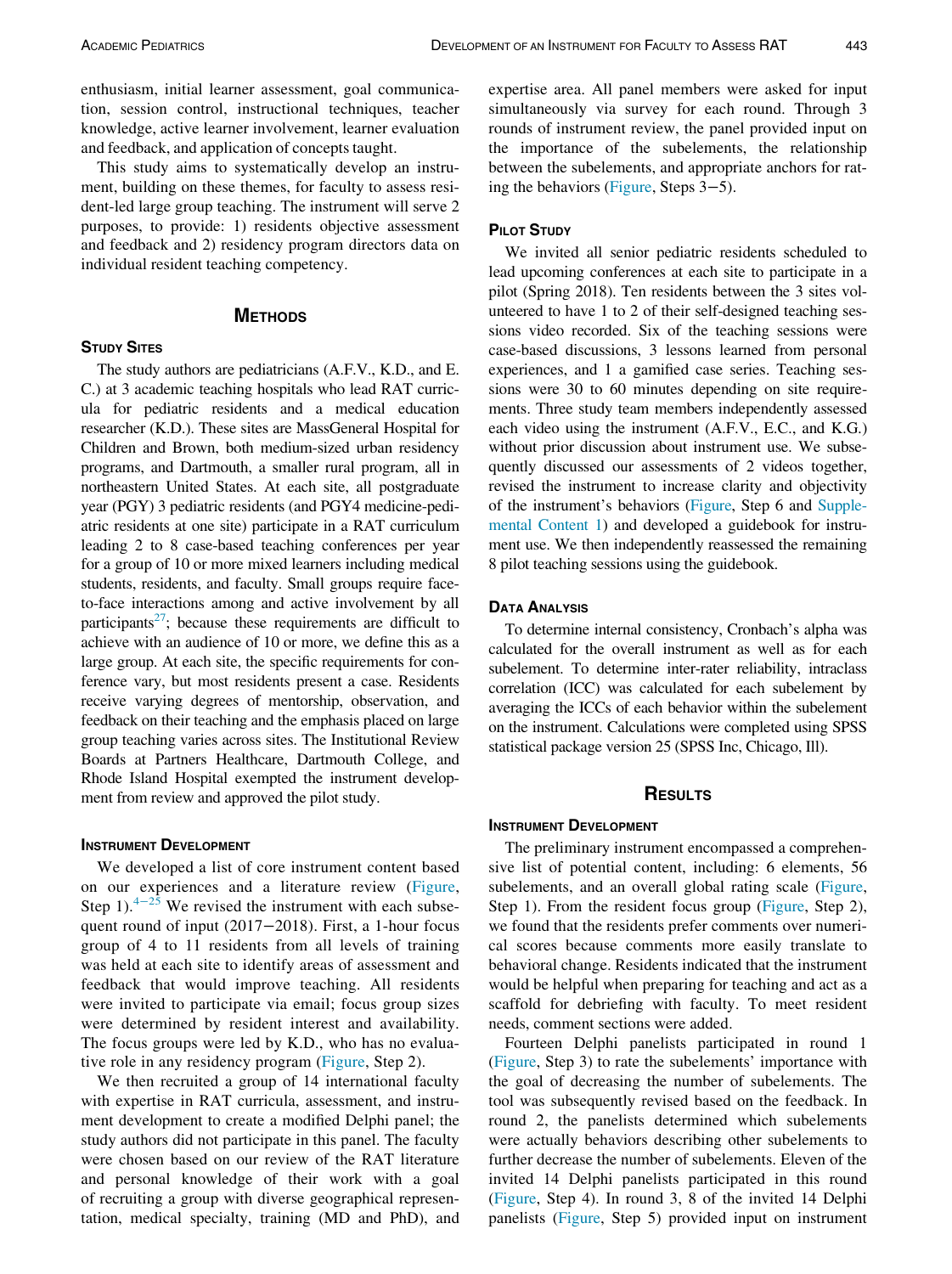enthusiasm, initial learner assessment, goal communication, session control, instructional techniques, teacher knowledge, active learner involvement, learner evaluation and feedback, and application of concepts taught.

This study aims to systematically develop an instrument, building on these themes, for faculty to assess resident-led large group teaching. The instrument will serve 2 purposes, to provide: 1) residents objective assessment and feedback and 2) residency program directors data on individual resident teaching competency.

## Methods

### Study Sites

The study authors are pediatricians (A.F.V., K.D., and E. C.) at 3 academic teaching hospitals who lead RAT curricula for pediatric residents and a medical education researcher (K.D.). These sites are MassGeneral Hospital for Children and Brown, both medium-sized urban residency programs, and Dartmouth, a smaller rural program, all in northeastern United States. At each site, all postgraduate year (PGY) 3 pediatric residents (and PGY4 medicine-pediatric residents at one site) participate in a RAT curriculum leading 2 to 8 case-based teaching conferences per year for a group of 10 or more mixed learners including medical students, residents, and faculty. Small groups require face-to-face interactions among and active involvement by all participants[27]; because these requirements are difficult to achieve with an audience of 10 or more, we define this as a large group. At each site, the specific requirements for conference vary, but most residents present a case. Residents receive varying degrees of mentorship, observation, and feedback on their teaching and the emphasis placed on large group teaching varies across sites. The Institutional Review Boards at Partners Healthcare, Dartmouth College, and Rhode Island Hospital exempted the instrument development from review and approved the pilot study.

### Instrument Development

We developed a list of core instrument content based on our experiences and a literature review (Figure, Step 1).[4–25] We revised the instrument with each subsequent round of input (2017–2018). First, a 1-hour focus group of 4 to 11 residents from all levels of training was held at each site to identify areas of assessment and feedback that would improve teaching. All residents were invited to participate via email; focus group sizes were determined by resident interest and availability. The focus groups were led by K.D., who has no evaluative role in any residency program (Figure, Step 2).

We then recruited a group of 14 international faculty with expertise in RAT curricula, assessment, and instrument development to create a modified Delphi panel; the study authors did not participate in this panel. The faculty were chosen based on our review of the RAT literature and personal knowledge of their work with a goal of recruiting a group with diverse geographical representation, medical specialty, training (MD and PhD), and expertise area. All panel members were asked for input simultaneously via survey for each round. Through 3 rounds of instrument review, the panel provided input on the importance of the subelements, the relationship between the subelements, and appropriate anchors for rating the behaviors (Figure, Steps 3–5).

### Pilot Study

We invited all senior pediatric residents scheduled to lead upcoming conferences at each site to participate in a pilot (Spring 2018). Ten residents between the 3 sites volunteered to have 1 to 2 of their self-designed teaching sessions video recorded. Six of the teaching sessions were case-based discussions, 3 lessons learned from personal experiences, and 1 a gamified case series. Teaching sessions were 30 to 60 minutes depending on site requirements. Three study team members independently assessed each video using the instrument (A.F.V., E.C., and K.G.) without prior discussion about instrument use. We subsequently discussed our assessments of 2 videos together, revised the instrument to increase clarity and objectivity of the instrument's behaviors (Figure, Step 6 and Supplemental Content 1) and developed a guidebook for instrument use. We then independently reassessed the remaining 8 pilot teaching sessions using the guidebook.

### Data Analysis

To determine internal consistency, Cronbach's alpha was calculated for the overall instrument as well as for each subelement. To determine inter-rater reliability, intraclass correlation (ICC) was calculated for each subelement by averaging the ICCs of each behavior within the subelement on the instrument. Calculations were completed using SPSS statistical package version 25 (SPSS Inc, Chicago, Ill).

## Results

### Instrument Development

The preliminary instrument encompassed a comprehensive list of potential content, including: 6 elements, 56 subelements, and an overall global rating scale (Figure, Step 1). From the resident focus group (Figure, Step 2), we found that the residents prefer comments over numerical scores because comments more easily translate to behavioral change. Residents indicated that the instrument would be helpful when preparing for teaching and act as a scaffold for debriefing with faculty. To meet resident needs, comment sections were added.

Fourteen Delphi panelists participated in round 1 (Figure, Step 3) to rate the subelements' importance with the goal of decreasing the number of subelements. The tool was subsequently revised based on the feedback. In round 2, the panelists determined which subelements were actually behaviors describing other subelements to further decrease the number of subelements. Eleven of the invited 14 Delphi panelists participated in this round (Figure, Step 4). In round 3, 8 of the invited 14 Delphi panelists (Figure, Step 5) provided input on instrument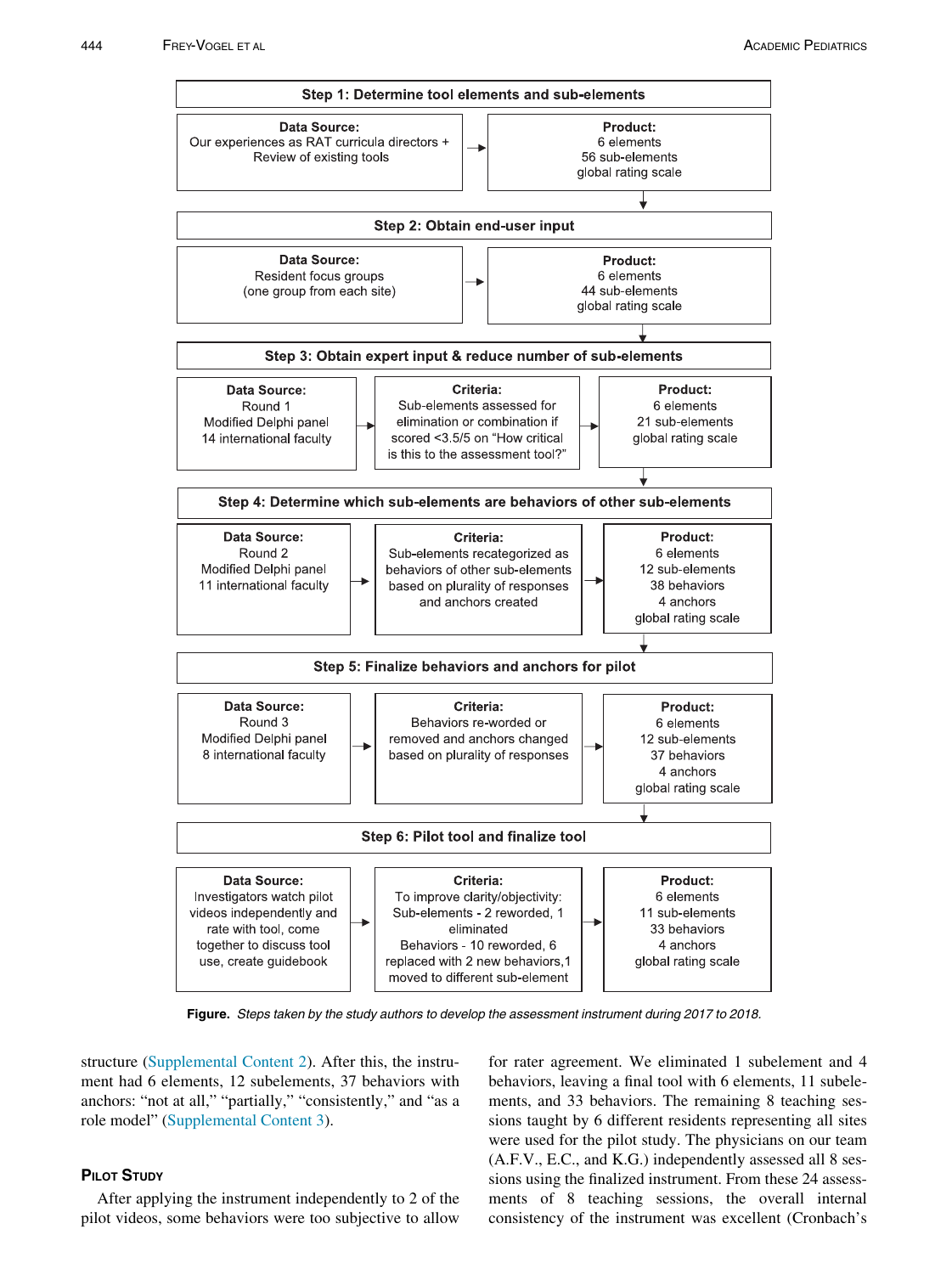**Step 1: Determine tool elements and sub-elements**

| Data Source: | Product: |
|---|---|
| Our experiences as RAT curricula directors + Review of existing tools | 6 elements<br>56 sub-elements<br>global rating scale |

**Step 2: Obtain end-user input**

| Data Source: | Product: |
|---|---|
| Resident focus groups (one group from each site) | 6 elements<br>44 sub-elements<br>global rating scale |

**Step 3: Obtain expert input & reduce number of sub-elements**

| Data Source: | Criteria: | Product: |
|---|---|---|
| Round 1<br>Modified Delphi panel<br>14 international faculty | Sub-elements assessed for elimination or combination if scored <3.5/5 on "How critical is this to the assessment tool?" | 6 elements<br>21 sub-elements<br>global rating scale |

**Step 4: Determine which sub-elements are behaviors of other sub-elements**

| Data Source: | Criteria: | Product: |
|---|---|---|
| Round 2<br>Modified Delphi panel<br>11 international faculty | Sub-elements recategorized as behaviors of other sub-elements based on plurality of responses and anchors created | 6 elements<br>12 sub-elements<br>38 behaviors<br>4 anchors<br>global rating scale |

**Step 5: Finalize behaviors and anchors for pilot**

| Data Source: | Criteria: | Product: |
|---|---|---|
| Round 3<br>Modified Delphi panel<br>8 international faculty | Behaviors re-worded or removed and anchors changed based on plurality of responses | 6 elements<br>12 sub-elements<br>37 behaviors<br>4 anchors<br>global rating scale |

**Step 6: Pilot tool and finalize tool**

| Data Source: | Criteria: | Product: |
|---|---|---|
| Investigators watch pilot videos independently and rate with tool, come together to discuss tool use, create guidebook | To improve clarity/objectivity:<br>Sub-elements - 2 reworded, 1 eliminated<br>Behaviors - 10 reworded, 6 replaced with 2 new behaviors, 1 moved to different sub-element | 6 elements<br>11 sub-elements<br>33 behaviors<br>4 anchors<br>global rating scale |

**Figure.** *Steps taken by the study authors to develop the assessment instrument during 2017 to 2018.*

structure (Supplemental Content 2). After this, the instrument had 6 elements, 12 subelements, 37 behaviors with anchors: "not at all," "partially," "consistently," and "as a role model" (Supplemental Content 3).

## Pilot Study

After applying the instrument independently to 2 of the pilot videos, some behaviors were too subjective to allow for rater agreement. We eliminated 1 subelement and 4 behaviors, leaving a final tool with 6 elements, 11 subelements, and 33 behaviors. The remaining 8 teaching sessions taught by 6 different residents representing all sites were used for the pilot study. The physicians on our team (A.F.V., E.C., and K.G.) independently assessed all 8 sessions using the finalized instrument. From these 24 assessments of 8 teaching sessions, the overall internal consistency of the instrument was excellent (Cronbach's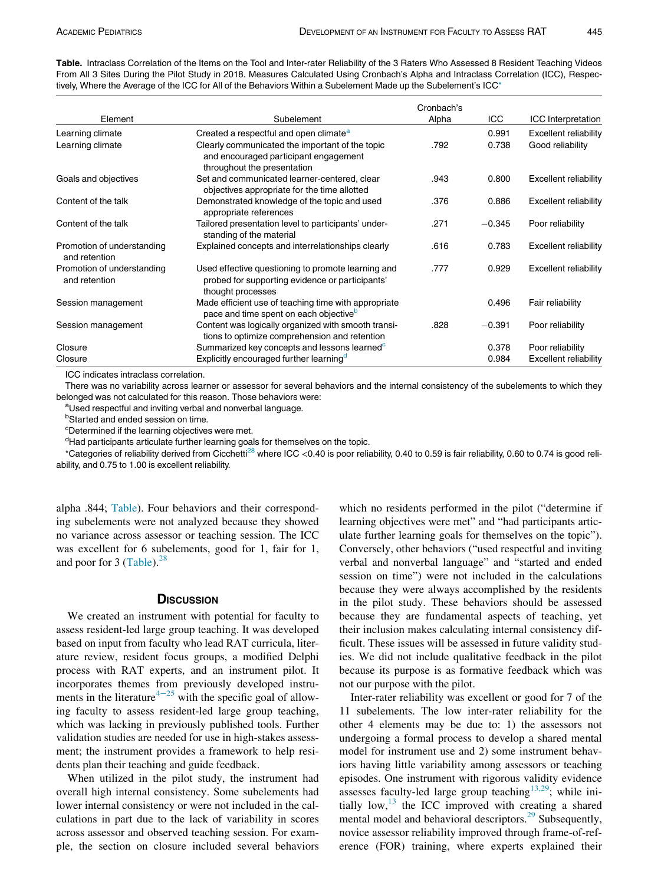**Table.** Intraclass Correlation of the Items on the Tool and Inter-rater Reliability of the 3 Raters Who Assessed 8 Resident Teaching Videos From All 3 Sites During the Pilot Study in 2018. Measures Calculated Using Cronbach's Alpha and Intraclass Correlation (ICC), Respectively, Where the Average of the ICC for All of the Behaviors Within a Subelement Made up the Subelement's ICC*

| Element | Subelement | Cronbach's Alpha | ICC | ICC Interpretation |
|---|---|---|---|---|
| Learning climate | Created a respectful and open climate[a] | | 0.991 | Excellent reliability |
| Learning climate | Clearly communicated the important of the topic and encouraged participant engagement throughout the presentation | .792 | 0.738 | Good reliability |
| Goals and objectives | Set and communicated learner-centered, clear objectives appropriate for the time allotted | .943 | 0.800 | Excellent reliability |
| Content of the talk | Demonstrated knowledge of the topic and used appropriate references | .376 | 0.886 | Excellent reliability |
| Content of the talk | Tailored presentation level to participants' understanding of the material | .271 | −0.345 | Poor reliability |
| Promotion of understanding and retention | Explained concepts and interrelationships clearly | .616 | 0.783 | Excellent reliability |
| Promotion of understanding and retention | Used effective questioning to promote learning and probed for supporting evidence or participants' thought processes | .777 | 0.929 | Excellent reliability |
| Session management | Made efficient use of teaching time with appropriate pace and time spent on each objective[b] | | 0.496 | Fair reliability |
| Session management | Content was logically organized with smooth transitions to optimize comprehension and retention | .828 | −0.391 | Poor reliability |
| Closure | Summarized key concepts and lessons learned[c] | | 0.378 | Poor reliability |
| Closure | Explicitly encouraged further learning[d] | | 0.984 | Excellent reliability |

ICC indicates intraclass correlation.

There was no variability across learner or assessor for several behaviors and the internal consistency of the subelements to which they belonged was not calculated for this reason. Those behaviors were:

[a]Used respectful and inviting verbal and nonverbal language.

[b]Started and ended session on time.

[c]Determined if the learning objectives were met.

[d]Had participants articulate further learning goals for themselves on the topic.

*Categories of reliability derived from Cicchetti[28] where ICC <0.40 is poor reliability, 0.40 to 0.59 is fair reliability, 0.60 to 0.74 is good reliability, and 0.75 to 1.00 is excellent reliability.

alpha .844; Table). Four behaviors and their corresponding subelements were not analyzed because they showed no variance across assessor or teaching session. The ICC was excellent for 6 subelements, good for 1, fair for 1, and poor for 3 (Table).[28]

## Discussion

We created an instrument with potential for faculty to assess resident-led large group teaching. It was developed based on input from faculty who lead RAT curricula, literature review, resident focus groups, a modified Delphi process with RAT experts, and an instrument pilot. It incorporates themes from previously developed instruments in the literature[4–25] with the specific goal of allowing faculty to assess resident-led large group teaching, which was lacking in previously published tools. Further validation studies are needed for use in high-stakes assessment; the instrument provides a framework to help residents plan their teaching and guide feedback.

When utilized in the pilot study, the instrument had overall high internal consistency. Some subelements had lower internal consistency or were not included in the calculations in part due to the lack of variability in scores across assessor and observed teaching session. For example, the section on closure included several behaviors which no residents performed in the pilot ("determine if learning objectives were met" and "had participants articulate further learning goals for themselves on the topic"). Conversely, other behaviors ("used respectful and inviting verbal and nonverbal language" and "started and ended session on time") were not included in the calculations because they were always accomplished by the residents in the pilot study. These behaviors should be assessed because they are fundamental aspects of teaching, yet their inclusion makes calculating internal consistency difficult. These issues will be assessed in future validity studies. We did not include qualitative feedback in the pilot because its purpose is as formative feedback which was not our purpose with the pilot.

Inter-rater reliability was excellent or good for 7 of the 11 subelements. The low inter-rater reliability for the other 4 elements may be due to: 1) the assessors not undergoing a formal process to develop a shared mental model for instrument use and 2) some instrument behaviors having little variability among assessors or teaching episodes. One instrument with rigorous validity evidence assesses faculty-led large group teaching[13,29]; while initially low,[13] the ICC improved with creating a shared mental model and behavioral descriptors.[29] Subsequently, novice assessor reliability improved through frame-of-reference (FOR) training, where experts explained their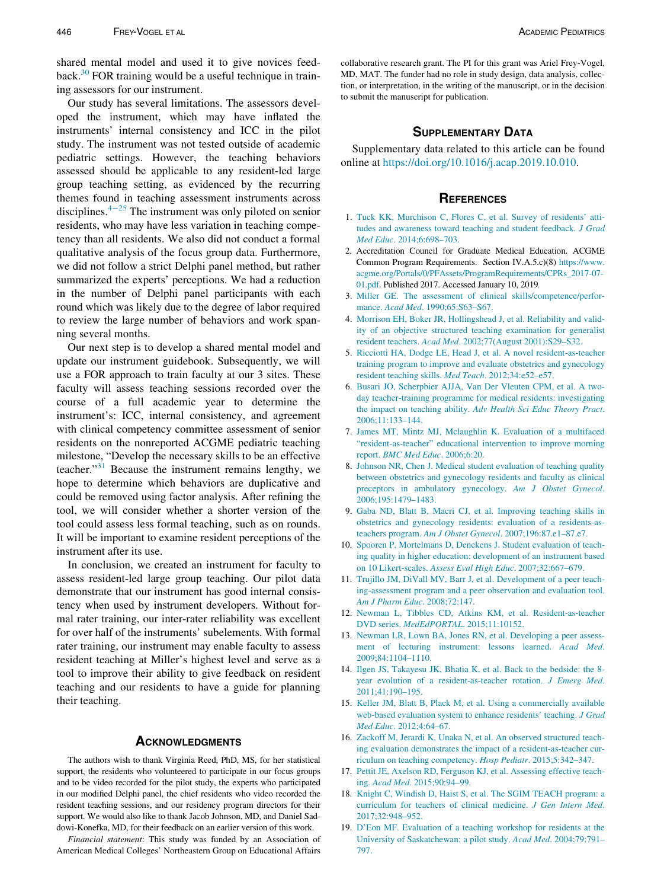shared mental model and used it to give novices feedback.[30] FOR training would be a useful technique in training assessors for our instrument.

Our study has several limitations. The assessors developed the instrument, which may have inflated the instruments' internal consistency and ICC in the pilot study. The instrument was not tested outside of academic pediatric settings. However, the teaching behaviors assessed should be applicable to any resident-led large group teaching setting, as evidenced by the recurring themes found in teaching assessment instruments across disciplines.[4–25] The instrument was only piloted on senior residents, who may have less variation in teaching competency than all residents. We also did not conduct a formal qualitative analysis of the focus group data. Furthermore, we did not follow a strict Delphi panel method, but rather summarized the experts' perceptions. We had a reduction in the number of Delphi panel participants with each round which was likely due to the degree of labor required to review the large number of behaviors and work spanning several months.

Our next step is to develop a shared mental model and update our instrument guidebook. Subsequently, we will use a FOR approach to train faculty at our 3 sites. These faculty will assess teaching sessions recorded over the course of a full academic year to determine the instrument's: ICC, internal consistency, and agreement with clinical competency committee assessment of senior residents on the nonreported ACGME pediatric teaching milestone, "Develop the necessary skills to be an effective teacher."[31] Because the instrument remains lengthy, we hope to determine which behaviors are duplicative and could be removed using factor analysis. After refining the tool, we will consider whether a shorter version of the tool could assess less formal teaching, such as on rounds. It will be important to examine resident perceptions of the instrument after its use.

In conclusion, we created an instrument for faculty to assess resident-led large group teaching. Our pilot data demonstrate that our instrument has good internal consistency when used by instrument developers. Without formal rater training, our inter-rater reliability was excellent for over half of the instruments' subelements. With formal rater training, our instrument may enable faculty to assess resident teaching at Miller's highest level and serve as a tool to improve their ability to give feedback on resident teaching and our residents to have a guide for planning their teaching.

## Acknowledgments

The authors wish to thank Virginia Reed, PhD, MS, for her statistical support, the residents who volunteered to participate in our focus groups and to be video recorded for the pilot study, the experts who participated in our modified Delphi panel, the chief residents who video recorded the resident teaching sessions, and our residency program directors for their support. We would also like to thank Jacob Johnson, MD, and Daniel Sadowi-Konefka, MD, for their feedback on an earlier version of this work.

*Financial statement*: This study was funded by an Association of American Medical Colleges' Northeastern Group on Educational Affairs collaborative research grant. The PI for this grant was Ariel Frey-Vogel, MD, MAT. The funder had no role in study design, data analysis, collection, or interpretation, in the writing of the manuscript, or in the decision to submit the manuscript for publication.

## Supplementary Data

Supplementary data related to this article can be found online at https://doi.org/10.1016/j.acap.2019.10.010.

## References

1. Tuck KK, Murchison C, Flores C, et al. Survey of residents' attitudes and awareness toward teaching and student feedback. *J Grad Med Educ*. 2014;6:698–703.
2. Accreditation Council for Graduate Medical Education. ACGME Common Program Requirements. Section IV.A.5.c)(8) https://www.acgme.org/Portals/0/PFAssets/ProgramRequirements/CPRs_2017-07-01.pdf. Published 2017. Accessed January 10, 2019.
3. Miller GE. The assessment of clinical skills/competence/performance. *Acad Med*. 1990;65:S63–S67.
4. Morrison EH, Boker JR, Hollingshead J, et al. Reliability and validity of an objective structured teaching examination for generalist resident teachers. *Acad Med*. 2002;77(August 2001):S29–S32.
5. Ricciotti HA, Dodge LE, Head J, et al. A novel resident-as-teacher training program to improve and evaluate obstetrics and gynecology resident teaching skills. *Med Teach*. 2012;34:e52–e57.
6. Busari JO, Scherpbier AJJA, Van Der Vleuten CPM, et al. A two-day teacher-training programme for medical residents: investigating the impact on teaching ability. *Adv Health Sci Educ Theory Pract*. 2006;11:133–144.
7. James MT, Mintz MJ, Mclaughlin K. Evaluation of a multifaced "resident-as-teacher" educational intervention to improve morning report. *BMC Med Educ*. 2006;6:20.
8. Johnson NR, Chen J. Medical student evaluation of teaching quality between obstetrics and gynecology residents and faculty as clinical preceptors in ambulatory gynecology. *Am J Obstet Gynecol*. 2006;195:1479–1483.
9. Gaba ND, Blatt B, Macri CJ, et al. Improving teaching skills in obstetrics and gynecology residents: evaluation of a residents-as-teachers program. *Am J Obstet Gynecol*. 2007;196:87.e1–87.e7.
10. Spooren P, Mortelmans D, Denekens J. Student evaluation of teaching quality in higher education: development of an instrument based on 10 Likert-scales. *Assess Eval High Educ*. 2007;32:667–679.
11. Trujillo JM, DiVall MV, Barr J, et al. Development of a peer teaching-assessment program and a peer observation and evaluation tool. *Am J Pharm Educ*. 2008;72:147.
12. Newman L, Tibbles CD, Atkins KM, et al. Resident-as-teacher DVD series. *MedEdPORTAL*. 2015;11:10152.
13. Newman LR, Lown BA, Jones RN, et al. Developing a peer assessment of lecturing instrument: lessons learned. *Acad Med*. 2009;84:1104–1110.
14. Ilgen JS, Takayesu JK, Bhatia K, et al. Back to the bedside: the 8-year evolution of a resident-as-teacher rotation. *J Emerg Med*. 2011;41:190–195.
15. Keller JM, Blatt B, Plack M, et al. Using a commercially available web-based evaluation system to enhance residents' teaching. *J Grad Med Educ*. 2012;4:64–67.
16. Zackoff M, Jerardi K, Unaka N, et al. An observed structured teaching evaluation demonstrates the impact of a resident-as-teacher curriculum on teaching competency. *Hosp Pediatr*. 2015;5:342–347.
17. Pettit JE, Axelson RD, Ferguson KJ, et al. Assessing effective teaching. *Acad Med*. 2015;90:94–99.
18. Knight C, Windish D, Haist S, et al. The SGIM TEACH program: a curriculum for teachers of clinical medicine. *J Gen Intern Med*. 2017;32:948–952.
19. D'Eon MF. Evaluation of a teaching workshop for residents at the University of Saskatchewan: a pilot study. *Acad Med*. 2004;79:791–797.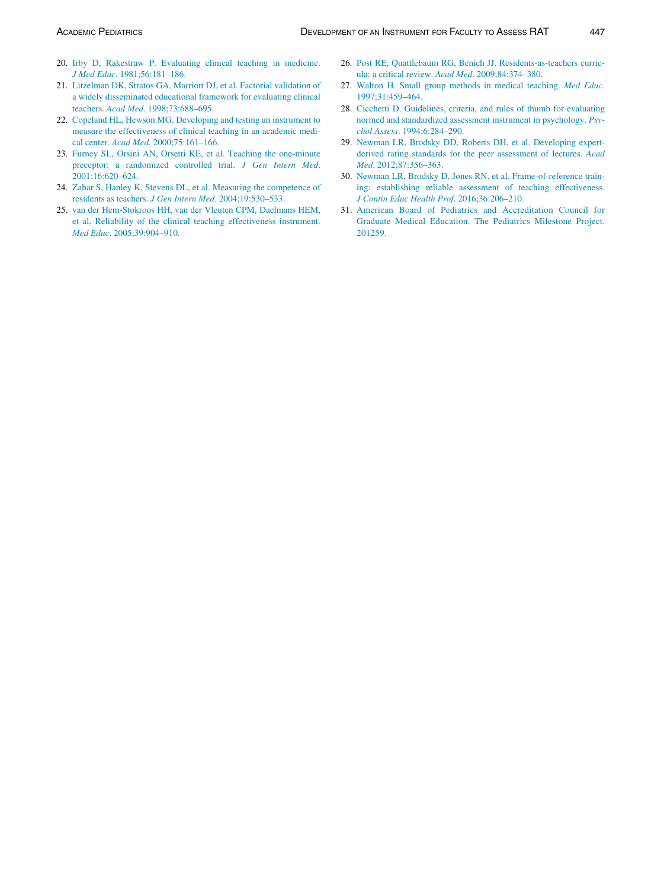20. Irby D, Rakestraw P. Evaluating clinical teaching in medicine. *J Med Educ*. 1981;56:181–186.
21. Litzelman DK, Stratos GA, Marriott DJ, et al. Factorial validation of a widely disseminated educational framework for evaluating clinical teachers. *Acad Med*. 1998;73:688–695.
22. Copeland HL, Hewson MG. Developing and testing an instrument to measure the effectiveness of clinical teaching in an academic medical center. *Acad Med*. 2000;75:161–166.
23. Furney SL, Orsini AN, Orsetti KE, et al. Teaching the one-minute preceptor: a randomized controlled trial. *J Gen Intern Med*. 2001;16:620–624.
24. Zabar S, Hanley K, Stevens DL, et al. Measuring the competence of residents as teachers. *J Gen Intern Med*. 2004;19:530–533.
25. van der Hem-Stokroos HH, van der Vleuten CPM, Daelmans HEM, et al. Reliability of the clinical teaching effectiveness instrument. *Med Educ*. 2005;39:904–910.
26. Post RE, Quattlebaum RG, Benich JJ. Residents-as-teachers curricula: a critical review. *Acad Med*. 2009;84:374–380.
27. Walton H. Small group methods in medical teaching. *Med Educ*. 1997;31:459–464.
28. Cicchetti D. Guidelines, criteria, and rules of thumb for evaluating normed and standardized assessment instrument in psychology. *Psychol Assess*. 1994;6:284–290.
29. Newman LR, Brodsky DD, Roberts DH, et al. Developing expert-derived rating standards for the peer assessment of lectures. *Acad Med*. 2012;87:356–363.
30. Newman LR, Brodsky D, Jones RN, et al. Frame-of-reference training: establishing reliable assessment of teaching effectiveness. *J Contin Educ Health Prof*. 2016;36:206–210.
31. American Board of Pediatrics and Accreditation Council for Graduate Medical Education. The Pediatrics Milestone Project. 201259.